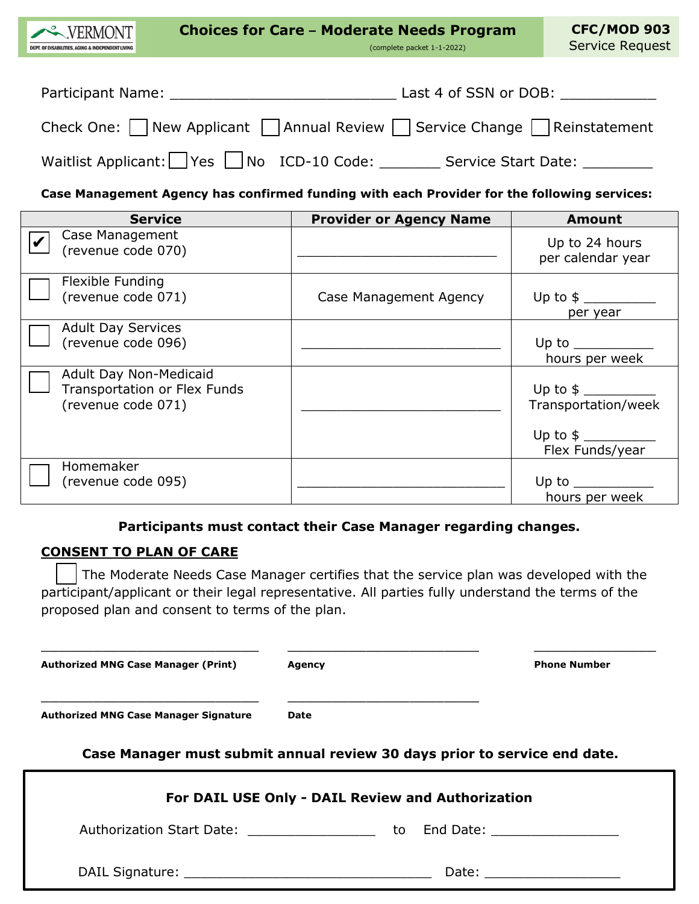VERMONT DEPT. OF DISABILITIES, AGING & INDEPENDENT LIVING

# Choices for Care – Moderate Needs Program

(complete packet 1-1-2022)

**CFC/MOD 903**
Service Request

Participant Name: ___________________________ Last 4 of SSN or DOB: ___________

Check One: ☐ New Applicant ☐ Annual Review ☐ Service Change ☐ Reinstatement

Waitlist Applicant: ☐ Yes ☐ No ICD-10 Code: _______ Service Start Date: ________

**Case Management Agency has confirmed funding with each Provider for the following services:**

| Service | Provider or Agency Name | Amount |
|---|---|---|
| ☑ Case Management (revenue code 070) | ___________________________ | Up to 24 hours per calendar year |
| ☐ Flexible Funding (revenue code 071) | Case Management Agency | Up to $ _________ per year |
| ☐ Adult Day Services (revenue code 096) | ___________________________ | Up to __________ hours per week |
| ☐ Adult Day Non-Medicaid Transportation or Flex Funds (revenue code 071) | ___________________________ | Up to $ _________ Transportation/week<br>Up to $ _________ Flex Funds/year |
| ☐ Homemaker (revenue code 095) | ___________________________ | Up to __________ hours per week |

**Participants must contact their Case Manager regarding changes.**

## CONSENT TO PLAN OF CARE

☐ The Moderate Needs Case Manager certifies that the service plan was developed with the participant/applicant or their legal representative. All parties fully understand the terms of the proposed plan and consent to terms of the plan.

______________________________ ______________________________ ________________

**Authorized MNG Case Manager (Print)** **Agency** **Phone Number**

______________________________ ______________________________

**Authorized MNG Case Manager Signature** **Date**

**Case Manager must submit annual review 30 days prior to service end date.**

**For DAIL USE Only - DAIL Review and Authorization**

Authorization Start Date: ________________ to End Date: ________________

DAIL Signature: _________________________________ Date: _________________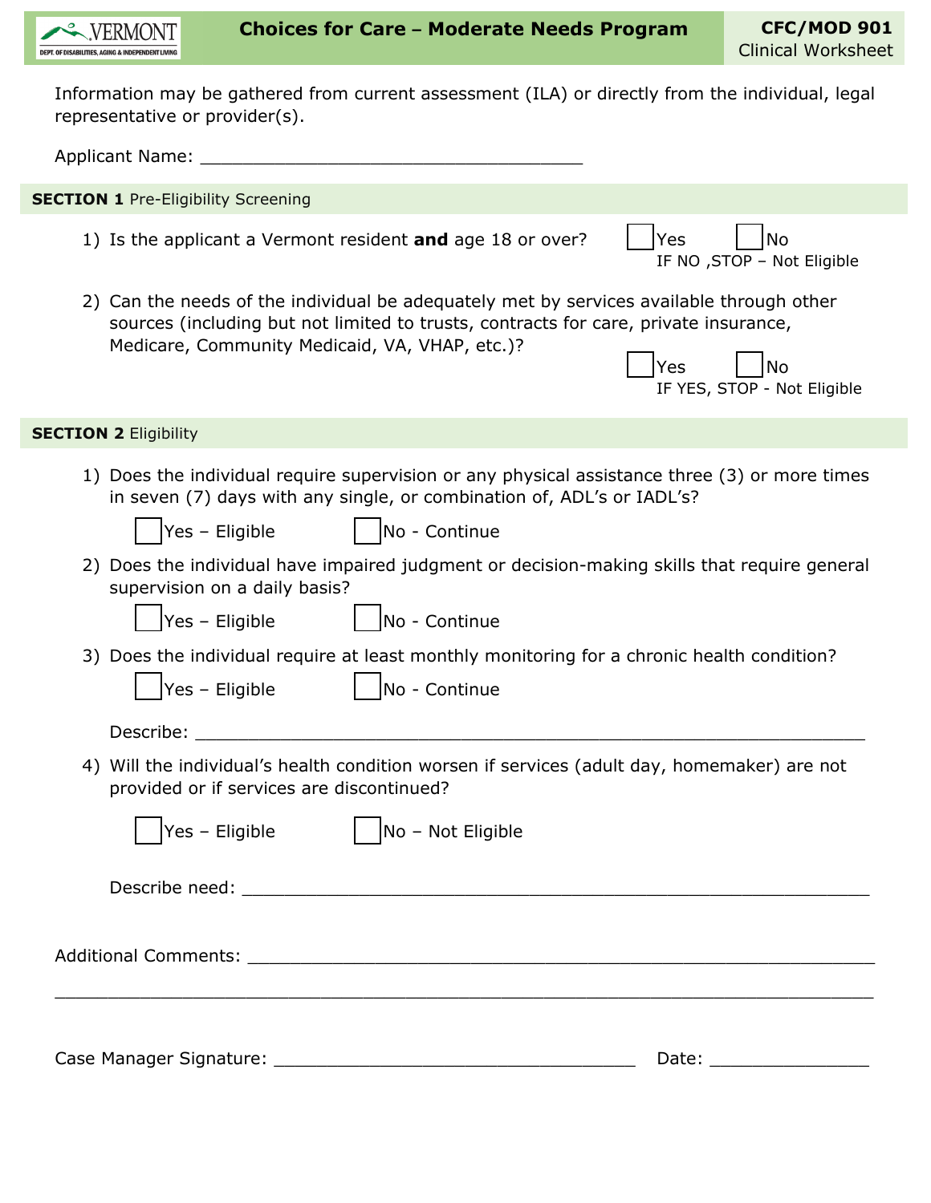VERMONT
DEPT. OF DISABILITIES, AGING & INDEPENDENT LIVING

# Choices for Care – Moderate Needs Program

**CFC/MOD 901**
Clinical Worksheet

Information may be gathered from current assessment (ILA) or directly from the individual, legal representative or provider(s).

Applicant Name: ______________________________________

## SECTION 1 Pre-Eligibility Screening

1) Is the applicant a Vermont resident **and** age 18 or over?

☐ Yes ☐ No
IF NO ,STOP – Not Eligible

2) Can the needs of the individual be adequately met by services available through other sources (including but not limited to trusts, contracts for care, private insurance, Medicare, Community Medicaid, VA, VHAP, etc.)?

☐ Yes ☐ No
IF YES, STOP - Not Eligible

## SECTION 2 Eligibility

1) Does the individual require supervision or any physical assistance three (3) or more times in seven (7) days with any single, or combination of, ADL's or IADL's?

☐ Yes – Eligible ☐ No - Continue

2) Does the individual have impaired judgment or decision-making skills that require general supervision on a daily basis?

☐ Yes – Eligible ☐ No - Continue

3) Does the individual require at least monthly monitoring for a chronic health condition?

☐ Yes – Eligible ☐ No - Continue

Describe: ______________________________________________________________

4) Will the individual's health condition worsen if services (adult day, homemaker) are not provided or if services are discontinued?

☐ Yes – Eligible ☐ No – Not Eligible

Describe need: __________________________________________________________

Additional Comments: ______________________________________________________________

______________________________________________________________________________

Case Manager Signature: ___________________________________ Date: ______________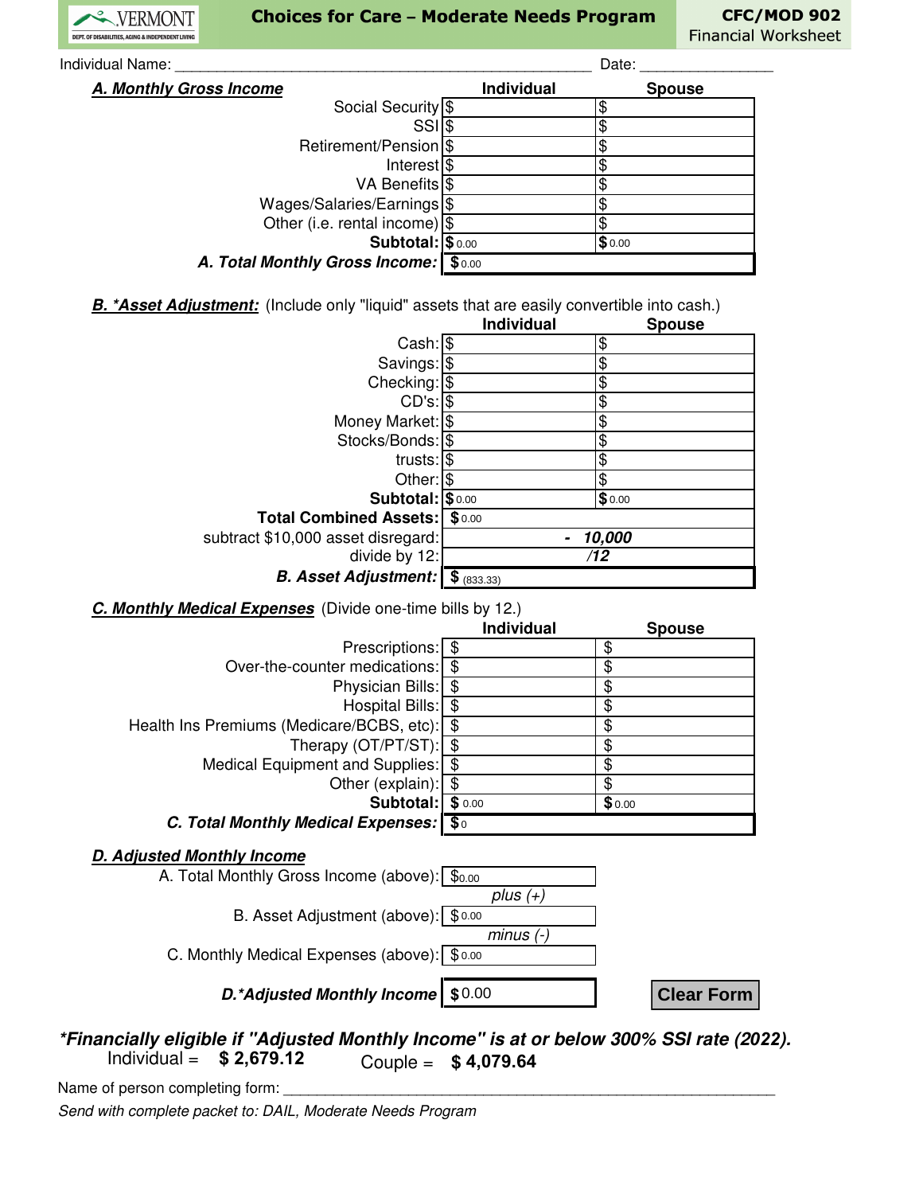VERMONT DEPT. OF DISABILITIES, AGING & INDEPENDENT LIVING

**Choices for Care – Moderate Needs Program**

**CFC/MOD 902**
Financial Worksheet

Individual Name: ____________________________________________ Date: _______________

***A. Monthly Gross Income***

| | Individual | Spouse |
|---|---|---|
| Social Security | $ | $ |
| SSI | $ | $ |
| Retirement/Pension | $ | $ |
| Interest | $ | $ |
| VA Benefits | $ | $ |
| Wages/Salaries/Earnings | $ | $ |
| Other (i.e. rental income) | $ | $ |
| **Subtotal:** | $ 0.00 | $ 0.00 |
| ***A. Total Monthly Gross Income:*** | $ 0.00 | |

***B. *Asset Adjustment:*** (Include only "liquid" assets that are easily convertible into cash.)

| | Individual | Spouse |
|---|---|---|
| Cash: | $ | $ |
| Savings: | $ | $ |
| Checking: | $ | $ |
| CD's: | $ | $ |
| Money Market: | $ | $ |
| Stocks/Bonds: | $ | $ |
| trusts: | $ | $ |
| Other: | $ | $ |
| **Subtotal:** | $ 0.00 | $ 0.00 |
| **Total Combined Assets:** | $ 0.00 | |
| subtract $10,000 asset disregard: | *- 10,000* | |
| divide by 12: | */12* | |
| ***B. Asset Adjustment:*** | $ (833.33) | |

***C. Monthly Medical Expenses*** (Divide one-time bills by 12.)

| | Individual | Spouse |
|---|---|---|
| Prescriptions: | $ | $ |
| Over-the-counter medications: | $ | $ |
| Physician Bills: | $ | $ |
| Hospital Bills: | $ | $ |
| Health Ins Premiums (Medicare/BCBS, etc): | $ | $ |
| Therapy (OT/PT/ST): | $ | $ |
| Medical Equipment and Supplies: | $ | $ |
| Other (explain): | $ | $ |
| **Subtotal:** | $ 0.00 | $ 0.00 |
| ***C. Total Monthly Medical Expenses:*** | $ 0 | |

***D. Adjusted Monthly Income***

| | |
|---|---|
| A. Total Monthly Gross Income (above): | $0.00 |
| | *plus (+)* |
| B. Asset Adjustment (above): | $ 0.00 |
| | *minus (-)* |
| C. Monthly Medical Expenses (above): | $ 0.00 |
| ***D.*Adjusted Monthly Income*** | $ 0.00 |

Clear Form

***\*Financially eligible if "Adjusted Monthly Income" is at or below 300% SSI rate (2022).***
Individual = **$ 2,679.12** Couple = **$ 4,079.64**

Name of person completing form: ______________________________________________

*Send with complete packet to: DAIL, Moderate Needs Program*